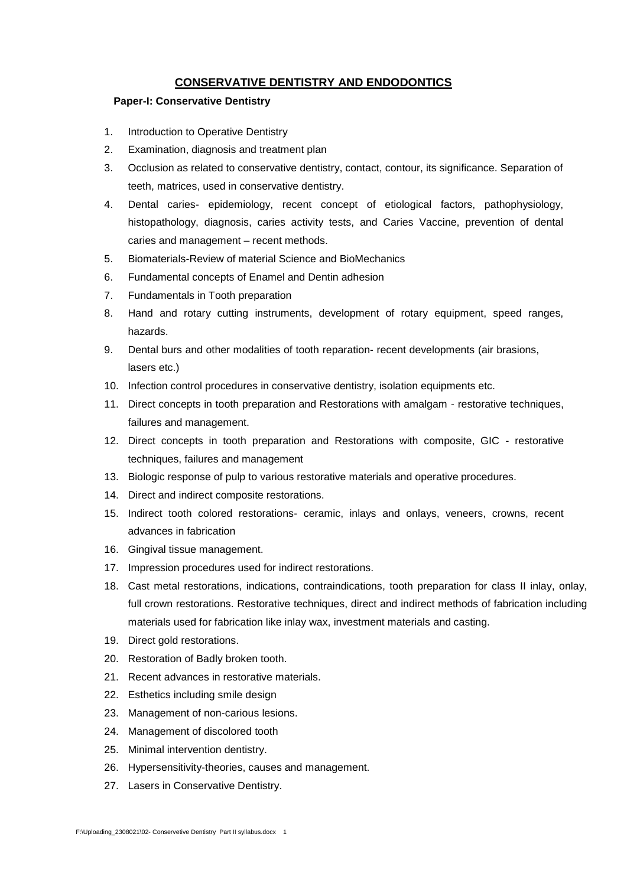# CONSERVATIVE DENTISTRY AND ENDODONTICS

## Paper-I: Conservative Dentistry

1. Introduction to Operative Dentistry
2. Examination, diagnosis and treatment plan
3. Occlusion as related to conservative dentistry, contact, contour, its significance. Separation of teeth, matrices, used in conservative dentistry.
4. Dental caries- epidemiology, recent concept of etiological factors, pathophysiology, histopathology, diagnosis, caries activity tests, and Caries Vaccine, prevention of dental caries and management – recent methods.
5. Biomaterials-Review of material Science and BioMechanics
6. Fundamental concepts of Enamel and Dentin adhesion
7. Fundamentals in Tooth preparation
8. Hand and rotary cutting instruments, development of rotary equipment, speed ranges, hazards.
9. Dental burs and other modalities of tooth reparation- recent developments (air brasions, lasers etc.)
10. Infection control procedures in conservative dentistry, isolation equipments etc.
11. Direct concepts in tooth preparation and Restorations with amalgam - restorative techniques, failures and management.
12. Direct concepts in tooth preparation and Restorations with composite, GIC - restorative techniques, failures and management
13. Biologic response of pulp to various restorative materials and operative procedures.
14. Direct and indirect composite restorations.
15. Indirect tooth colored restorations- ceramic, inlays and onlays, veneers, crowns, recent advances in fabrication
16. Gingival tissue management.
17. Impression procedures used for indirect restorations.
18. Cast metal restorations, indications, contraindications, tooth preparation for class II inlay, onlay, full crown restorations. Restorative techniques, direct and indirect methods of fabrication including materials used for fabrication like inlay wax, investment materials and casting.
19. Direct gold restorations.
20. Restoration of Badly broken tooth.
21. Recent advances in restorative materials.
22. Esthetics including smile design
23. Management of non-carious lesions.
24. Management of discolored tooth
25. Minimal intervention dentistry.
26. Hypersensitivity-theories, causes and management.
27. Lasers in Conservative Dentistry.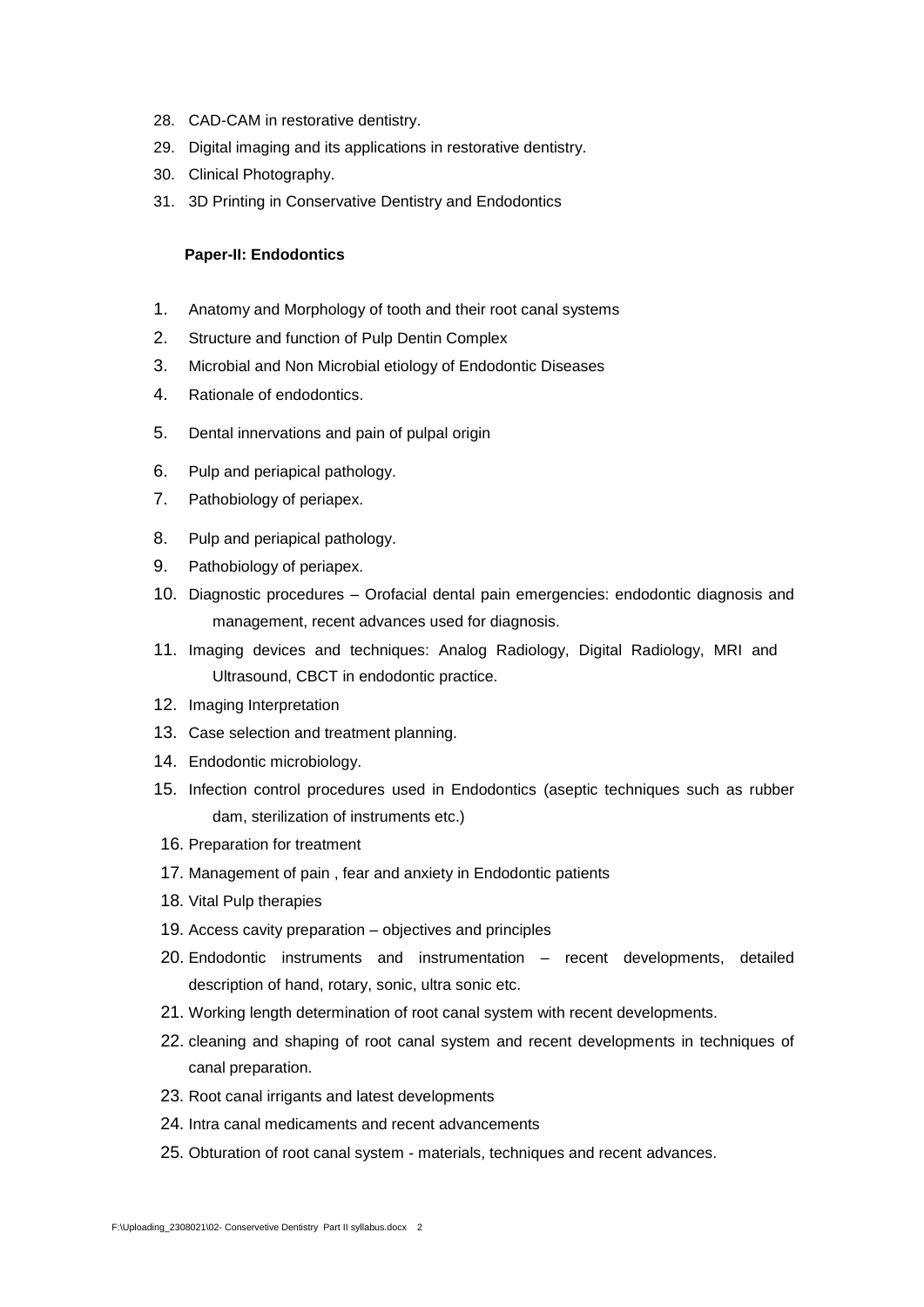28. CAD-CAM in restorative dentistry.
29. Digital imaging and its applications in restorative dentistry.
30. Clinical Photography.
31. 3D Printing in Conservative Dentistry and Endodontics

**Paper-II: Endodontics**

1. Anatomy and Morphology of tooth and their root canal systems
2. Structure and function of Pulp Dentin Complex
3. Microbial and Non Microbial etiology of Endodontic Diseases
4. Rationale of endodontics.
5. Dental innervations and pain of pulpal origin
6. Pulp and periapical pathology.
7. Pathobiology of periapex.
8. Pulp and periapical pathology.
9. Pathobiology of periapex.
10. Diagnostic procedures – Orofacial dental pain emergencies: endodontic diagnosis and management, recent advances used for diagnosis.
11. Imaging devices and techniques: Analog Radiology, Digital Radiology, MRI and Ultrasound, CBCT in endodontic practice.
12. Imaging Interpretation
13. Case selection and treatment planning.
14. Endodontic microbiology.
15. Infection control procedures used in Endodontics (aseptic techniques such as rubber dam, sterilization of instruments etc.)
16. Preparation for treatment
17. Management of pain , fear and anxiety in Endodontic patients
18. Vital Pulp therapies
19. Access cavity preparation – objectives and principles
20. Endodontic instruments and instrumentation – recent developments, detailed description of hand, rotary, sonic, ultra sonic etc.
21. Working length determination of root canal system with recent developments.
22. cleaning and shaping of root canal system and recent developments in techniques of canal preparation.
23. Root canal irrigants and latest developments
24. Intra canal medicaments and recent advancements
25. Obturation of root canal system - materials, techniques and recent advances.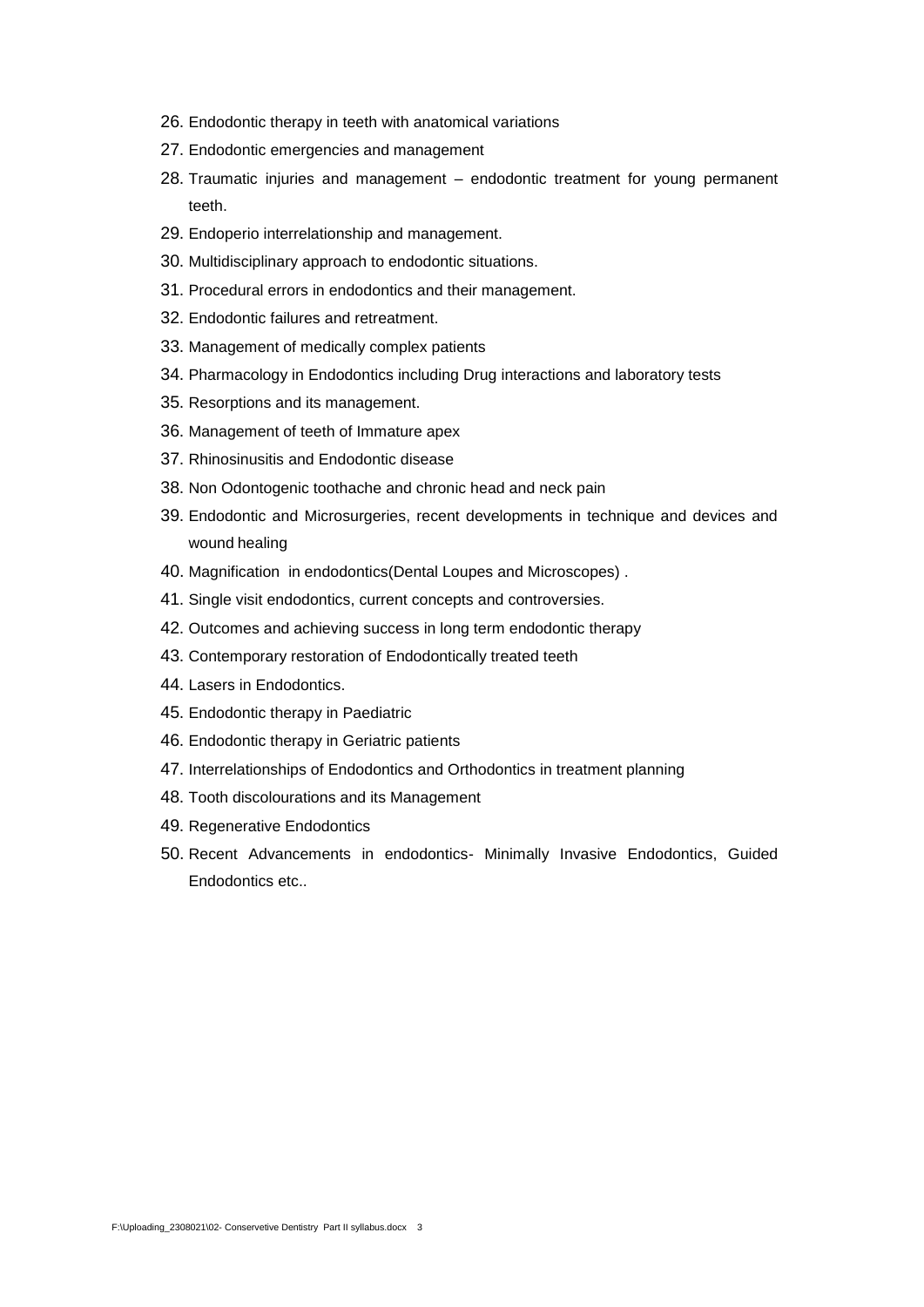26. Endodontic therapy in teeth with anatomical variations
27. Endodontic emergencies and management
28. Traumatic injuries and management – endodontic treatment for young permanent teeth.
29. Endoperio interrelationship and management.
30. Multidisciplinary approach to endodontic situations.
31. Procedural errors in endodontics and their management.
32. Endodontic failures and retreatment.
33. Management of medically complex patients
34. Pharmacology in Endodontics including Drug interactions and laboratory tests
35. Resorptions and its management.
36. Management of teeth of Immature apex
37. Rhinosinusitis and Endodontic disease
38. Non Odontogenic toothache and chronic head and neck pain
39. Endodontic and Microsurgeries, recent developments in technique and devices and wound healing
40. Magnification in endodontics(Dental Loupes and Microscopes) .
41. Single visit endodontics, current concepts and controversies.
42. Outcomes and achieving success in long term endodontic therapy
43. Contemporary restoration of Endodontically treated teeth
44. Lasers in Endodontics.
45. Endodontic therapy in Paediatric
46. Endodontic therapy in Geriatric patients
47. Interrelationships of Endodontics and Orthodontics in treatment planning
48. Tooth discolourations and its Management
49. Regenerative Endodontics
50. Recent Advancements in endodontics- Minimally Invasive Endodontics, Guided Endodontics etc..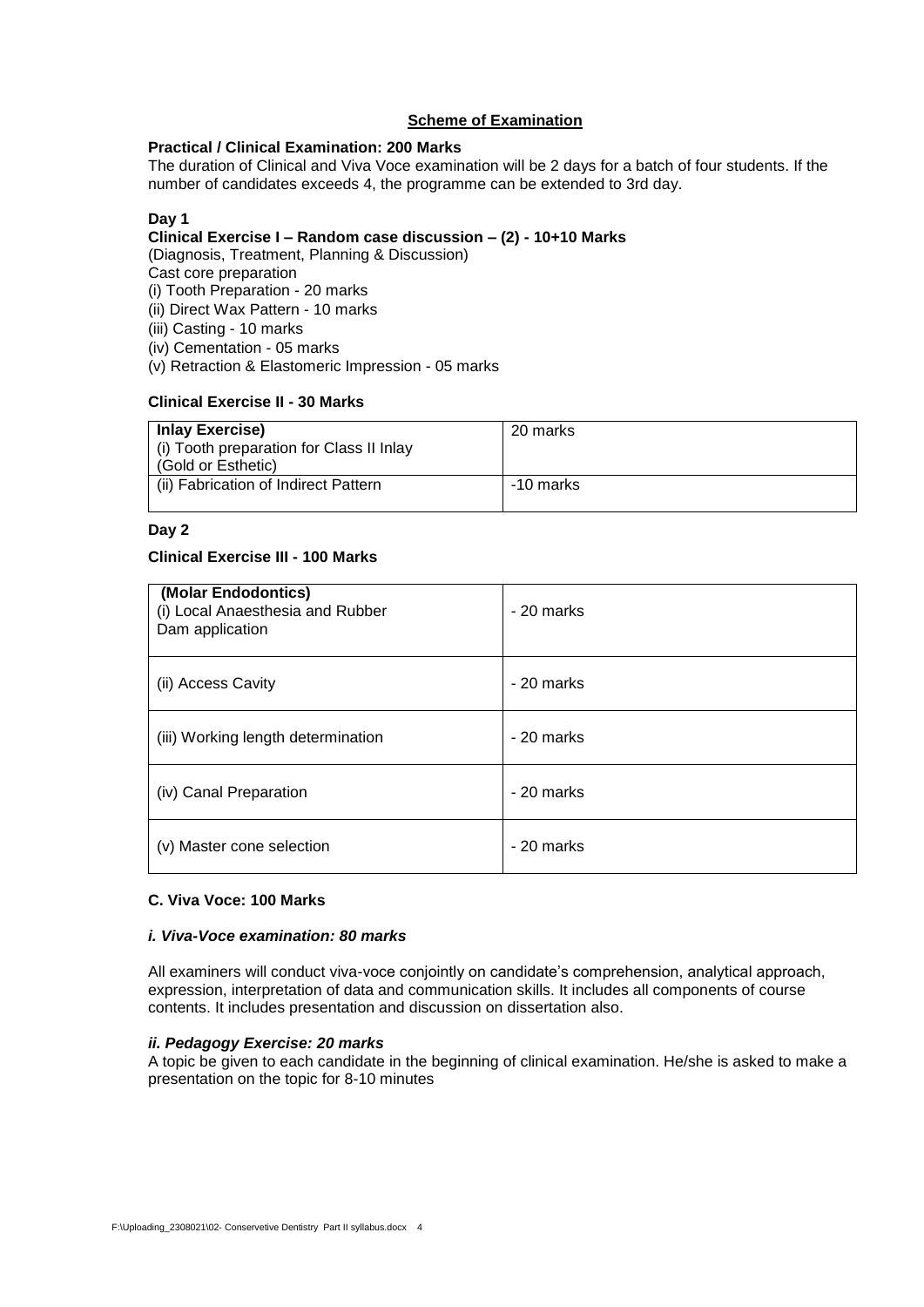## Scheme of Examination

**Practical / Clinical Examination: 200 Marks**

The duration of Clinical and Viva Voce examination will be 2 days for a batch of four students. If the number of candidates exceeds 4, the programme can be extended to 3rd day.

**Day 1**

**Clinical Exercise I – Random case discussion – (2) - 10+10 Marks**

(Diagnosis, Treatment, Planning & Discussion)

Cast core preparation

(i) Tooth Preparation - 20 marks

(ii) Direct Wax Pattern - 10 marks

(iii) Casting - 10 marks

(iv) Cementation - 05 marks

(v) Retraction & Elastomeric Impression - 05 marks

**Clinical Exercise II - 30 Marks**

| | |
|---|---|
| **Inlay Exercise)**<br>(i) Tooth preparation for Class II Inlay (Gold or Esthetic) | 20 marks |
| (ii) Fabrication of Indirect Pattern | -10 marks |

**Day 2**

**Clinical Exercise III - 100 Marks**

| | |
|---|---|
| **(Molar Endodontics)**<br>(i) Local Anaesthesia and Rubber Dam application | - 20 marks |
| (ii) Access Cavity | - 20 marks |
| (iii) Working length determination | - 20 marks |
| (iv) Canal Preparation | - 20 marks |
| (v) Master cone selection | - 20 marks |

**C. Viva Voce: 100 Marks**

***i. Viva-Voce examination: 80 marks***

All examiners will conduct viva-voce conjointly on candidate's comprehension, analytical approach, expression, interpretation of data and communication skills. It includes all components of course contents. It includes presentation and discussion on dissertation also.

***ii. Pedagogy Exercise: 20 marks***

A topic be given to each candidate in the beginning of clinical examination. He/she is asked to make a presentation on the topic for 8-10 minutes